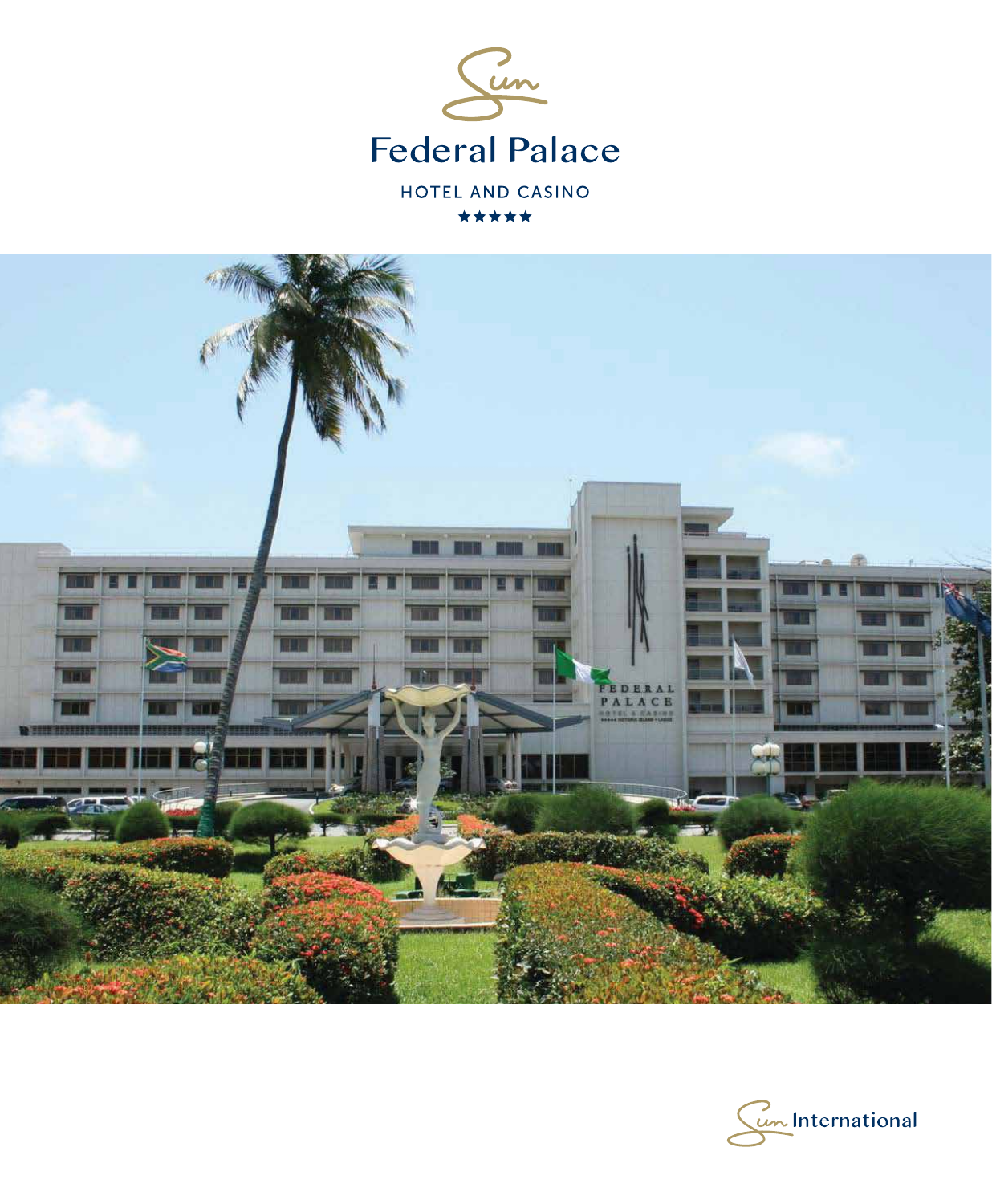# Federal Palace

HOTEL AND CASINO

★★★★★

Sun International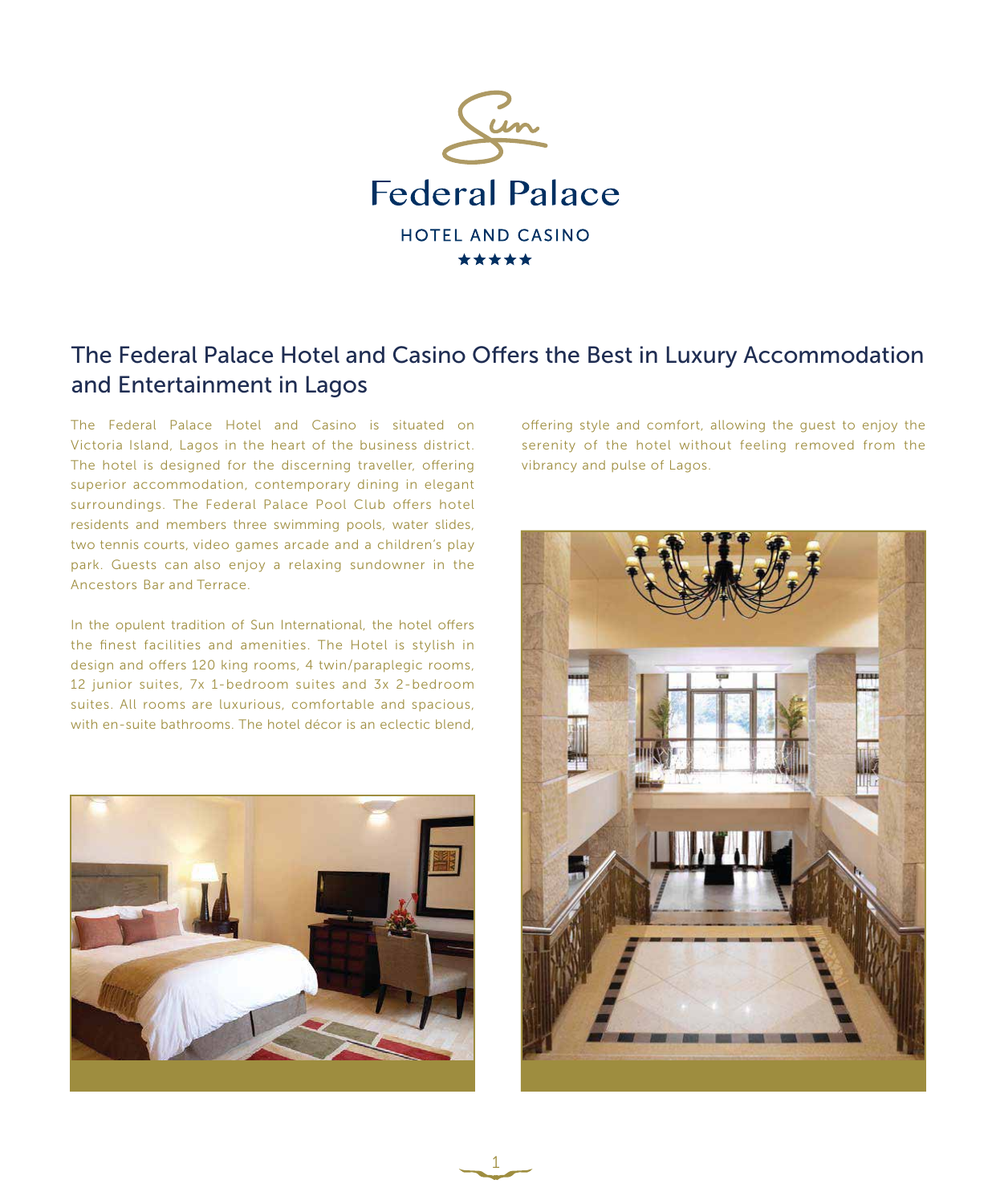Federal Palace

HOTEL AND CASINO

★★★★★

## The Federal Palace Hotel and Casino Offers the Best in Luxury Accommodation and Entertainment in Lagos

The Federal Palace Hotel and Casino is situated on Victoria Island, Lagos in the heart of the business district. The hotel is designed for the discerning traveller, offering superior accommodation, contemporary dining in elegant surroundings. The Federal Palace Pool Club offers hotel residents and members three swimming pools, water slides, two tennis courts, video games arcade and a children's play park. Guests can also enjoy a relaxing sundowner in the Ancestors Bar and Terrace.

In the opulent tradition of Sun International, the hotel offers the finest facilities and amenities. The Hotel is stylish in design and offers 120 king rooms, 4 twin/paraplegic rooms, 12 junior suites, 7x 1-bedroom suites and 3x 2-bedroom suites. All rooms are luxurious, comfortable and spacious, with en-suite bathrooms. The hotel décor is an eclectic blend, offering style and comfort, allowing the guest to enjoy the serenity of the hotel without feeling removed from the vibrancy and pulse of Lagos.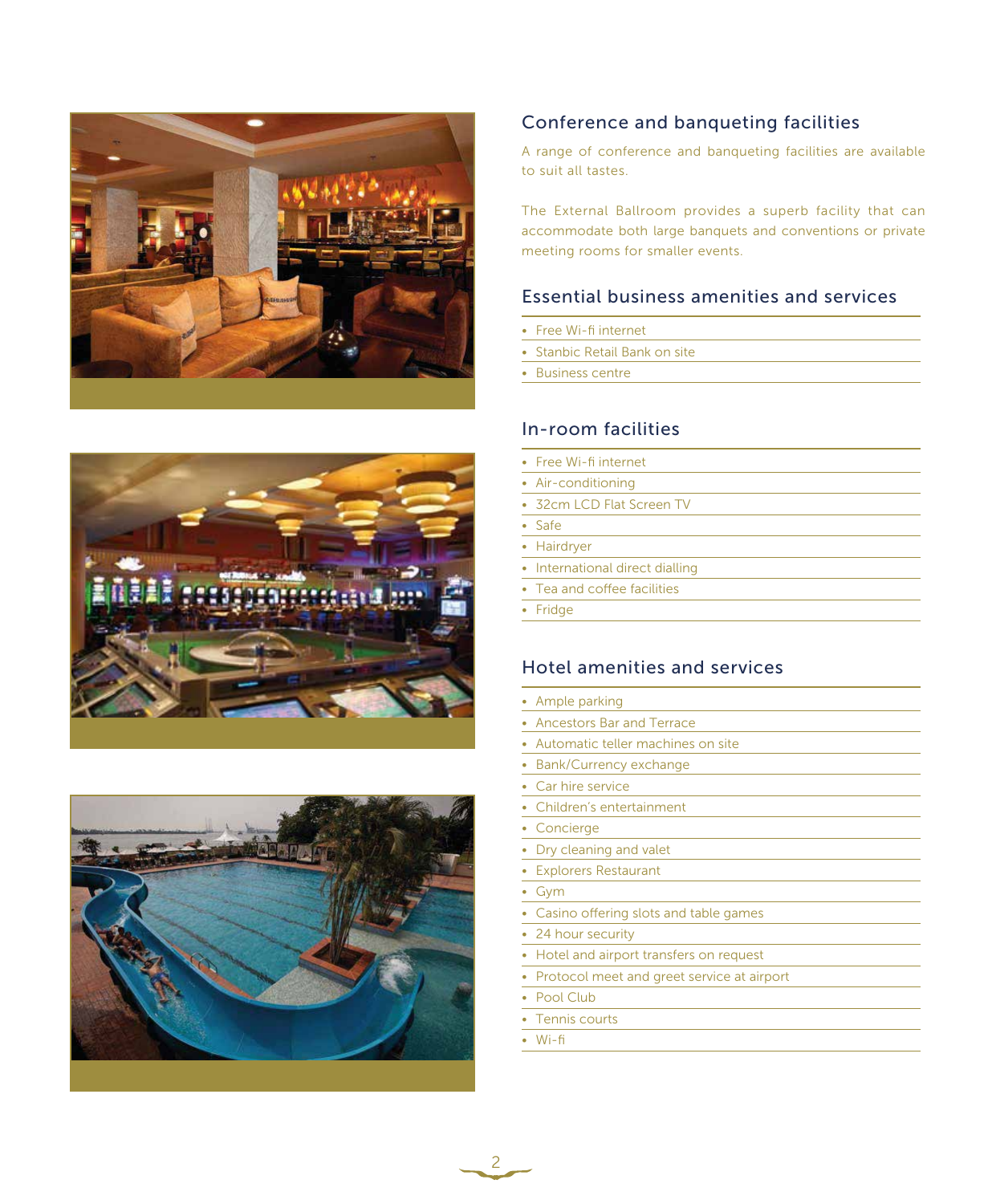## Conference and banqueting facilities

A range of conference and banqueting facilities are available to suit all tastes.

The External Ballroom provides a superb facility that can accommodate both large banquets and conventions or private meeting rooms for smaller events.

## Essential business amenities and services

- Free Wi-fi internet
- Stanbic Retail Bank on site
- Business centre

## In-room facilities

- Free Wi-fi internet
- Air-conditioning
- 32cm LCD Flat Screen TV
- Safe
- Hairdryer
- International direct dialling
- Tea and coffee facilities
- Fridge

## Hotel amenities and services

- Ample parking
- Ancestors Bar and Terrace
- Automatic teller machines on site
- Bank/Currency exchange
- Car hire service
- Children's entertainment
- Concierge
- Dry cleaning and valet
- Explorers Restaurant
- Gym
- Casino offering slots and table games
- 24 hour security
- Hotel and airport transfers on request
- Protocol meet and greet service at airport
- Pool Club
- Tennis courts
- Wi-fi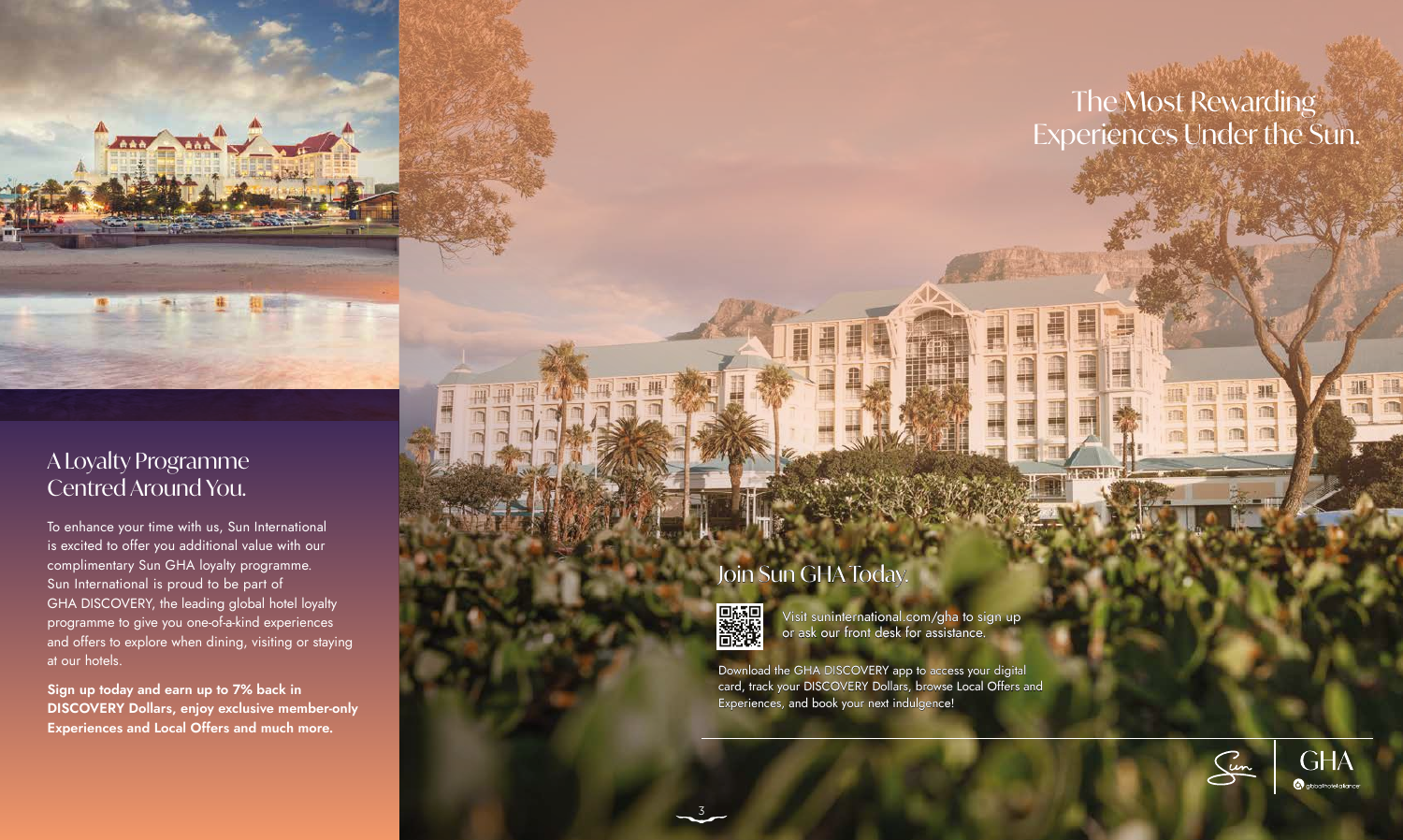## A Loyalty Programme Centred Around You.

To enhance your time with us, Sun International is excited to offer you additional value with our complimentary Sun GHA loyalty programme. Sun International is proud to be part of GHA DISCOVERY, the leading global hotel loyalty programme to give you one-of-a-kind experiences and offers to explore when dining, visiting or staying at our hotels.

**Sign up today and earn up to 7% back in DISCOVERY Dollars, enjoy exclusive member-only Experiences and Local Offers and much more.**

# The Most Rewarding Experiences Under the Sun.

## Join Sun GHA Today.

Visit suninternational.com/gha to sign up or ask our front desk for assistance.

Download the GHA DISCOVERY app to access your digital card, track your DISCOVERY Dollars, browse Local Offers and Experiences, and book your next indulgence!

GHA globalhotelalliance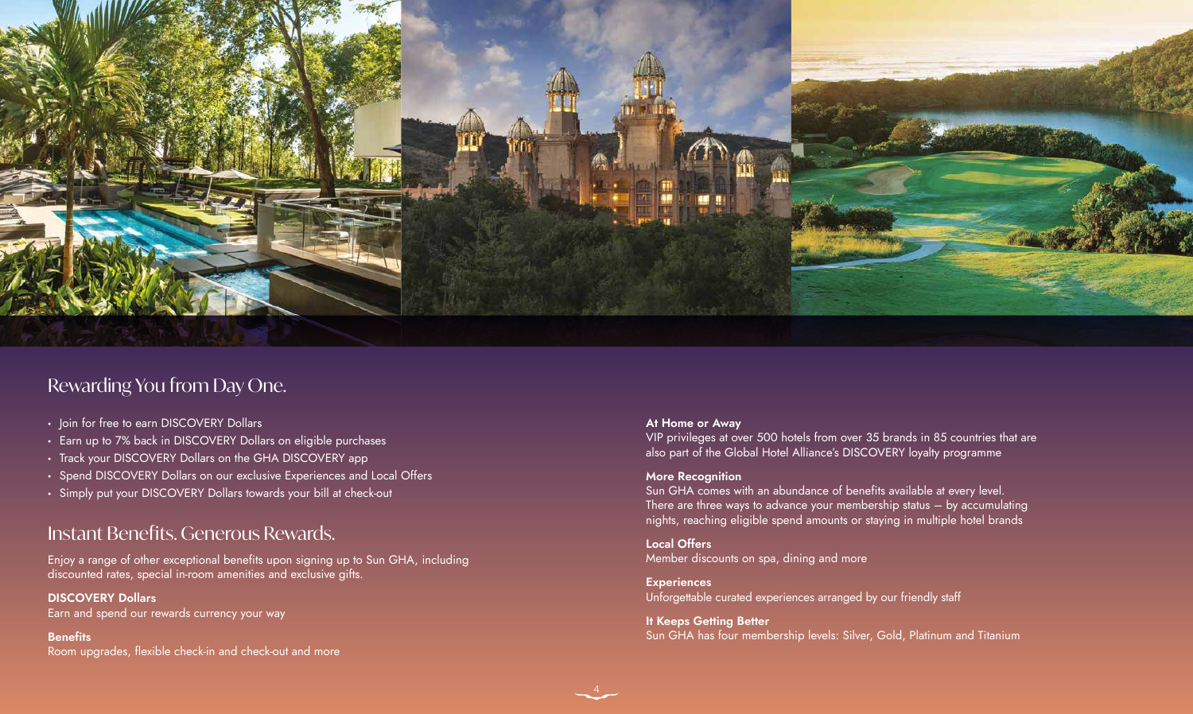## Rewarding You from Day One.

- Join for free to earn DISCOVERY Dollars
- Earn up to 7% back in DISCOVERY Dollars on eligible purchases
- Track your DISCOVERY Dollars on the GHA DISCOVERY app
- Spend DISCOVERY Dollars on our exclusive Experiences and Local Offers
- Simply put your DISCOVERY Dollars towards your bill at check-out

## Instant Benefits. Generous Rewards.

Enjoy a range of other exceptional benefits upon signing up to Sun GHA, including discounted rates, special in-room amenities and exclusive gifts.

**DISCOVERY Dollars**
Earn and spend our rewards currency your way

**Benefits**
Room upgrades, flexible check-in and check-out and more

**At Home or Away**
VIP privileges at over 500 hotels from over 35 brands in 85 countries that are also part of the Global Hotel Alliance's DISCOVERY loyalty programme

**More Recognition**
Sun GHA comes with an abundance of benefits available at every level. There are three ways to advance your membership status – by accumulating nights, reaching eligible spend amounts or staying in multiple hotel brands

**Local Offers**
Member discounts on spa, dining and more

**Experiences**
Unforgettable curated experiences arranged by our friendly staff

**It Keeps Getting Better**
Sun GHA has four membership levels: Silver, Gold, Platinum and Titanium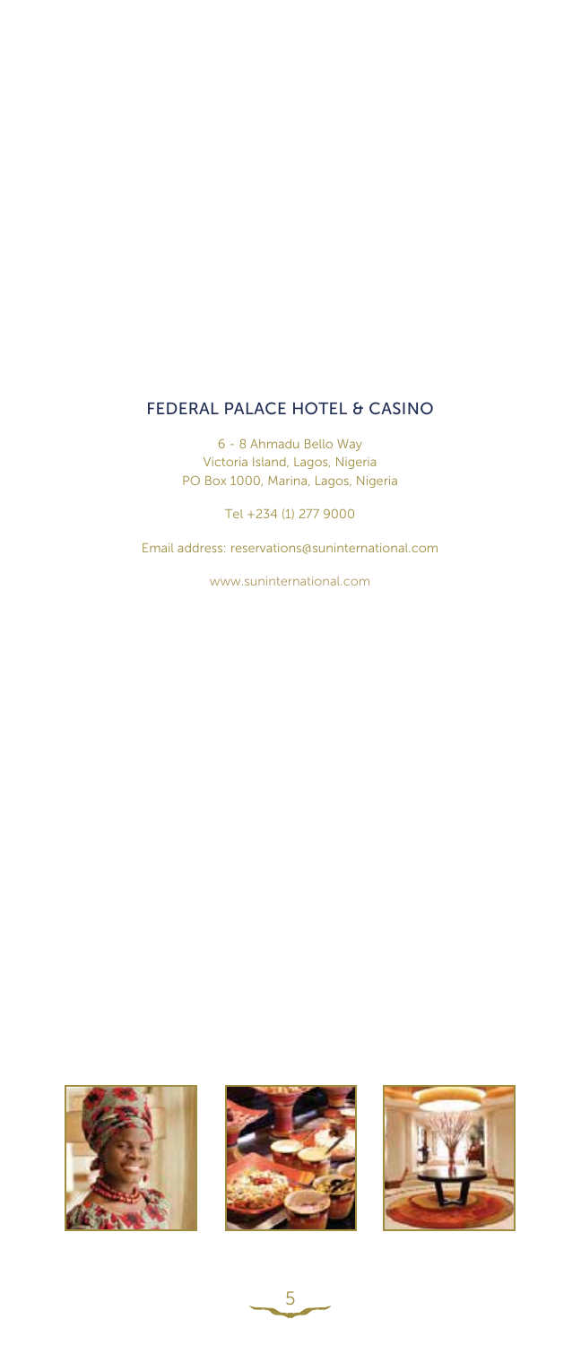## FEDERAL PALACE HOTEL & CASINO

6 - 8 Ahmadu Bello Way
Victoria Island, Lagos, Nigeria
PO Box 1000, Marina, Lagos, Nigeria

Tel +234 (1) 277 9000

Email address: reservations@suninternational.com

www.suninternational.com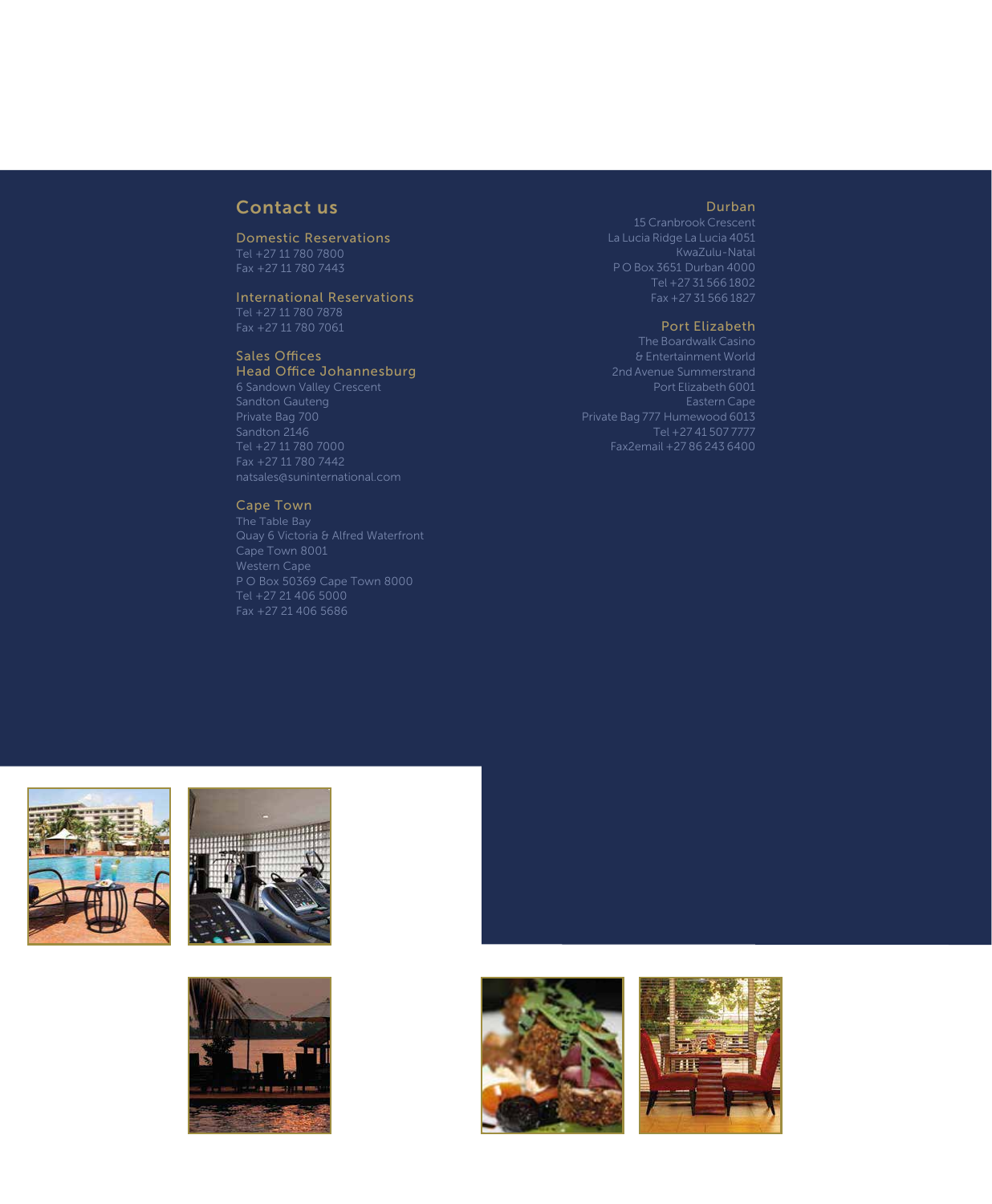## Contact us

### Domestic Reservations

Tel +27 11 780 7800
Fax +27 11 780 7443

### International Reservations

Tel +27 11 780 7878
Fax +27 11 780 7061

### Sales Offices
### Head Office Johannesburg

6 Sandown Valley Crescent
Sandton Gauteng
Private Bag 700
Sandton 2146
Tel +27 11 780 7000
Fax +27 11 780 7442
natsales@suninternational.com

### Cape Town

The Table Bay
Quay 6 Victoria & Alfred Waterfront
Cape Town 8001
Western Cape
P O Box 50369 Cape Town 8000
Tel +27 21 406 5000
Fax +27 21 406 5686

### Durban

15 Cranbrook Crescent
La Lucia Ridge La Lucia 4051
KwaZulu-Natal
P O Box 3651 Durban 4000
Tel +27 31 566 1802
Fax +27 31 566 1827

### Port Elizabeth

The Boardwalk Casino
& Entertainment World
2nd Avenue Summerstrand
Port Elizabeth 6001
Eastern Cape
Private Bag 777 Humewood 6013
Tel +27 41 507 7777
Fax2email +27 86 243 6400